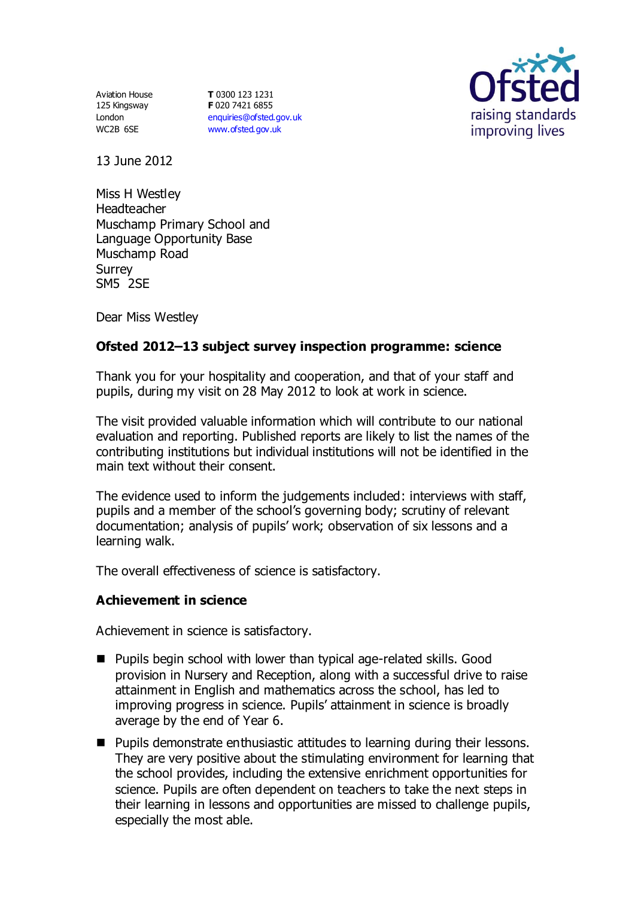Aviation House
125 Kingsway
London
WC2B 6SE

**T** 0300 123 1231
**F** 020 7421 6855
enquiries@ofsted.gov.uk
www.ofsted.gov.uk

13 June 2012

Miss H Westley
Headteacher
Muschamp Primary School and Language Opportunity Base
Muschamp Road
Surrey
SM5 2SE

Dear Miss Westley

**Ofsted 2012–13 subject survey inspection programme: science**

Thank you for your hospitality and cooperation, and that of your staff and pupils, during my visit on 28 May 2012 to look at work in science.

The visit provided valuable information which will contribute to our national evaluation and reporting. Published reports are likely to list the names of the contributing institutions but individual institutions will not be identified in the main text without their consent.

The evidence used to inform the judgements included: interviews with staff, pupils and a member of the school's governing body; scrutiny of relevant documentation; analysis of pupils' work; observation of six lessons and a learning walk.

The overall effectiveness of science is satisfactory.

**Achievement in science**

Achievement in science is satisfactory.

- Pupils begin school with lower than typical age-related skills. Good provision in Nursery and Reception, along with a successful drive to raise attainment in English and mathematics across the school, has led to improving progress in science. Pupils' attainment in science is broadly average by the end of Year 6.
- Pupils demonstrate enthusiastic attitudes to learning during their lessons. They are very positive about the stimulating environment for learning that the school provides, including the extensive enrichment opportunities for science. Pupils are often dependent on teachers to take the next steps in their learning in lessons and opportunities are missed to challenge pupils, especially the most able.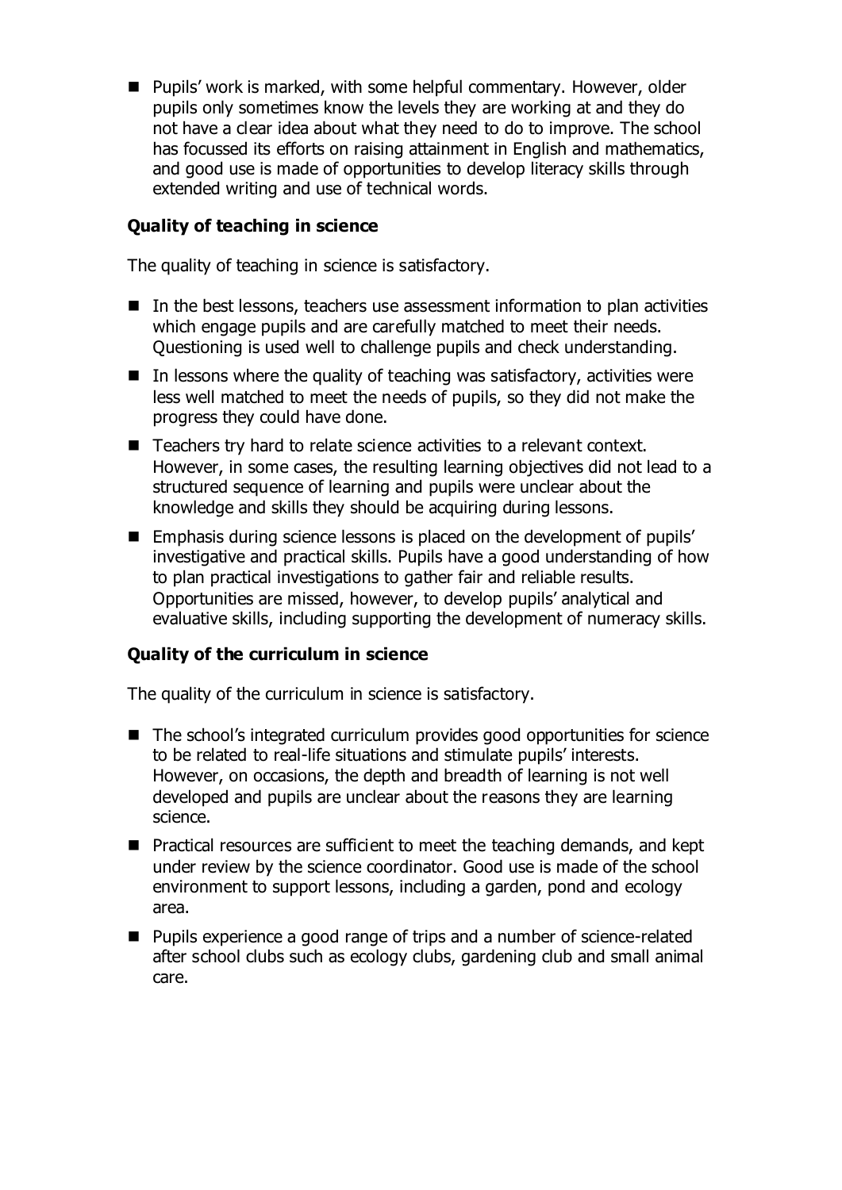- Pupils' work is marked, with some helpful commentary. However, older pupils only sometimes know the levels they are working at and they do not have a clear idea about what they need to do to improve. The school has focussed its efforts on raising attainment in English and mathematics, and good use is made of opportunities to develop literacy skills through extended writing and use of technical words.

### Quality of teaching in science

The quality of teaching in science is satisfactory.

- In the best lessons, teachers use assessment information to plan activities which engage pupils and are carefully matched to meet their needs. Questioning is used well to challenge pupils and check understanding.
- In lessons where the quality of teaching was satisfactory, activities were less well matched to meet the needs of pupils, so they did not make the progress they could have done.
- Teachers try hard to relate science activities to a relevant context. However, in some cases, the resulting learning objectives did not lead to a structured sequence of learning and pupils were unclear about the knowledge and skills they should be acquiring during lessons.
- Emphasis during science lessons is placed on the development of pupils' investigative and practical skills. Pupils have a good understanding of how to plan practical investigations to gather fair and reliable results. Opportunities are missed, however, to develop pupils' analytical and evaluative skills, including supporting the development of numeracy skills.

### Quality of the curriculum in science

The quality of the curriculum in science is satisfactory.

- The school's integrated curriculum provides good opportunities for science to be related to real-life situations and stimulate pupils' interests. However, on occasions, the depth and breadth of learning is not well developed and pupils are unclear about the reasons they are learning science.
- Practical resources are sufficient to meet the teaching demands, and kept under review by the science coordinator. Good use is made of the school environment to support lessons, including a garden, pond and ecology area.
- Pupils experience a good range of trips and a number of science-related after school clubs such as ecology clubs, gardening club and small animal care.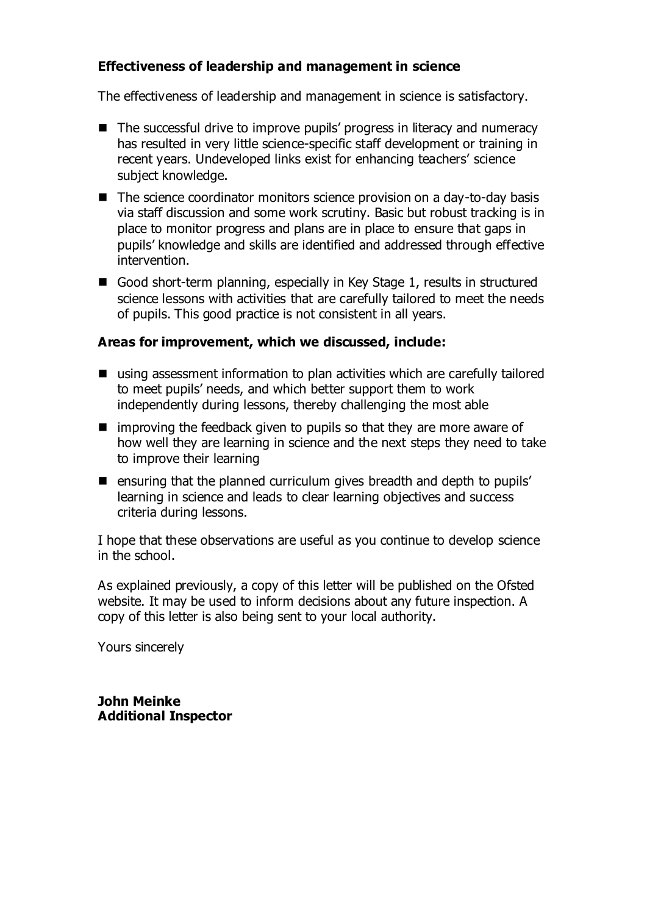**Effectiveness of leadership and management in science**

The effectiveness of leadership and management in science is satisfactory.

- The successful drive to improve pupils' progress in literacy and numeracy has resulted in very little science-specific staff development or training in recent years. Undeveloped links exist for enhancing teachers' science subject knowledge.
- The science coordinator monitors science provision on a day-to-day basis via staff discussion and some work scrutiny. Basic but robust tracking is in place to monitor progress and plans are in place to ensure that gaps in pupils' knowledge and skills are identified and addressed through effective intervention.
- Good short-term planning, especially in Key Stage 1, results in structured science lessons with activities that are carefully tailored to meet the needs of pupils. This good practice is not consistent in all years.

**Areas for improvement, which we discussed, include:**

- using assessment information to plan activities which are carefully tailored to meet pupils' needs, and which better support them to work independently during lessons, thereby challenging the most able
- improving the feedback given to pupils so that they are more aware of how well they are learning in science and the next steps they need to take to improve their learning
- ensuring that the planned curriculum gives breadth and depth to pupils' learning in science and leads to clear learning objectives and success criteria during lessons.

I hope that these observations are useful as you continue to develop science in the school.

As explained previously, a copy of this letter will be published on the Ofsted website. It may be used to inform decisions about any future inspection. A copy of this letter is also being sent to your local authority.

Yours sincerely

**John Meinke**
**Additional Inspector**